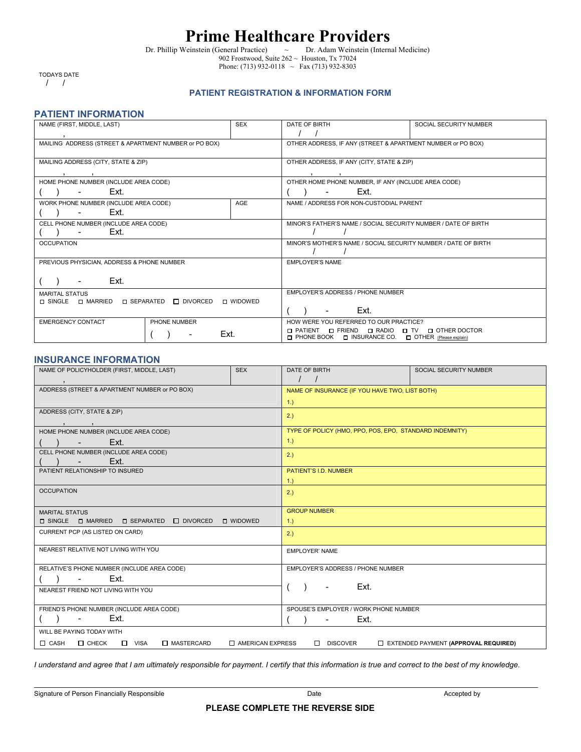# Prime Healthcare Providers

Dr. Phillip Weinstein (General Practice) ~ Dr. Adam Weinstein (Internal Medicine)
902 Frostwood, Suite 262 ~ Houston, Tx 77024
Phone: (713) 932-0118 ~ Fax (713) 932-8303

TODAYS DATE
/ /

### PATIENT REGISTRATION & INFORMATION FORM

## PATIENT INFORMATION

| NAME (FIRST, MIDDLE, LAST) , | SEX | DATE OF BIRTH / / | SOCIAL SECURITY NUMBER |
|---|---|---|---|
| MAILING ADDRESS (STREET & APARTMENT NUMBER or PO BOX) | | OTHER ADDRESS, IF ANY (STREET & APARTMENT NUMBER or PO BOX) | |
| MAILING ADDRESS (CITY, STATE & ZIP) , , | | OTHER ADDRESS, IF ANY (CITY, STATE & ZIP) , , | |
| HOME PHONE NUMBER (INCLUDE AREA CODE) ( ) - Ext. | | OTHER HOME PHONE NUMBER, IF ANY (INCLUDE AREA CODE) ( ) - Ext. | |
| WORK PHONE NUMBER (INCLUDE AREA CODE) ( ) - Ext. | AGE | NAME / ADDRESS FOR NON-CUSTODIAL PARENT | |
| CELL PHONE NUMBER (INCLUDE AREA CODE) ( ) - Ext. | | MINOR'S FATHER'S NAME / SOCIAL SECURITY NUMBER / DATE OF BIRTH / / | |
| OCCUPATION | | MINOR'S MOTHER'S NAME / SOCIAL SECURITY NUMBER / DATE OF BIRTH / / | |
| PREVIOUS PHYSICIAN, ADDRESS & PHONE NUMBER ( ) - Ext. | | EMPLOYER'S NAME | |
| MARITAL STATUS ☐ SINGLE ☐ MARRIED ☐ SEPARATED ☐ DIVORCED ☐ WIDOWED | | EMPLOYER'S ADDRESS / PHONE NUMBER ( ) - Ext. | |
| EMERGENCY CONTACT | PHONE NUMBER ( ) - Ext. | HOW WERE YOU REFERRED TO OUR PRACTICE? ☐ PATIENT ☐ FRIEND ☐ RADIO ☐ TV ☐ OTHER DOCTOR ☐ PHONE BOOK ☐ INSURANCE CO. ☐ OTHER (Please explain) | |

## INSURANCE INFORMATION

| NAME OF POLICYHOLDER (FIRST, MIDDLE, LAST) , | SEX | DATE OF BIRTH / / | SOCIAL SECURITY NUMBER |
|---|---|---|---|
| ADDRESS (STREET & APARTMENT NUMBER or PO BOX) | | NAME OF INSURANCE (IF YOU HAVE TWO, LIST BOTH) 1.) | |
| ADDRESS (CITY, STATE & ZIP) , , | | 2.) | |
| HOME PHONE NUMBER (INCLUDE AREA CODE) ( ) - Ext. | | TYPE OF POLICY (HMO, PPO, POS, EPO, STANDARD INDEMNITY) 1.) | |
| CELL PHONE NUMBER (INCLUDE AREA CODE) ( ) - Ext. | | 2.) | |
| PATIENT RELATIONSHIP TO INSURED | | PATIENT'S I.D. NUMBER 1.) | |
| OCCUPATION | | 2.) | |
| MARITAL STATUS ☐ SINGLE ☐ MARRIED ☐ SEPARATED ☐ DIVORCED ☐ WIDOWED | | GROUP NUMBER 1.) | |
| CURRENT PCP (AS LISTED ON CARD) | | 2.) | |
| NEAREST RELATIVE NOT LIVING WITH YOU | | EMPLOYER' NAME | |
| RELATIVE'S PHONE NUMBER (INCLUDE AREA CODE) ( ) - Ext. | | EMPLOYER'S ADDRESS / PHONE NUMBER ( ) - Ext. | |
| NEAREST FRIEND NOT LIVING WITH YOU | | | |
| FRIEND'S PHONE NUMBER (INCLUDE AREA CODE) ( ) - Ext. | | SPOUSE'S EMPLOYER / WORK PHONE NUMBER ( ) - Ext. | |
| WILL BE PAYING TODAY WITH ☐ CASH ☐ CHECK ☐ VISA ☐ MASTERCARD ☐ AMERICAN EXPRESS ☐ DISCOVER ☐ EXTENDED PAYMENT **(APPROVAL REQUIRED)** | | | |

*I understand and agree that I am ultimately responsible for payment. I certify that this information is true and correct to the best of my knowledge.*

Signature of Person Financially Responsible    Date    Accepted by

**PLEASE COMPLETE THE REVERSE SIDE**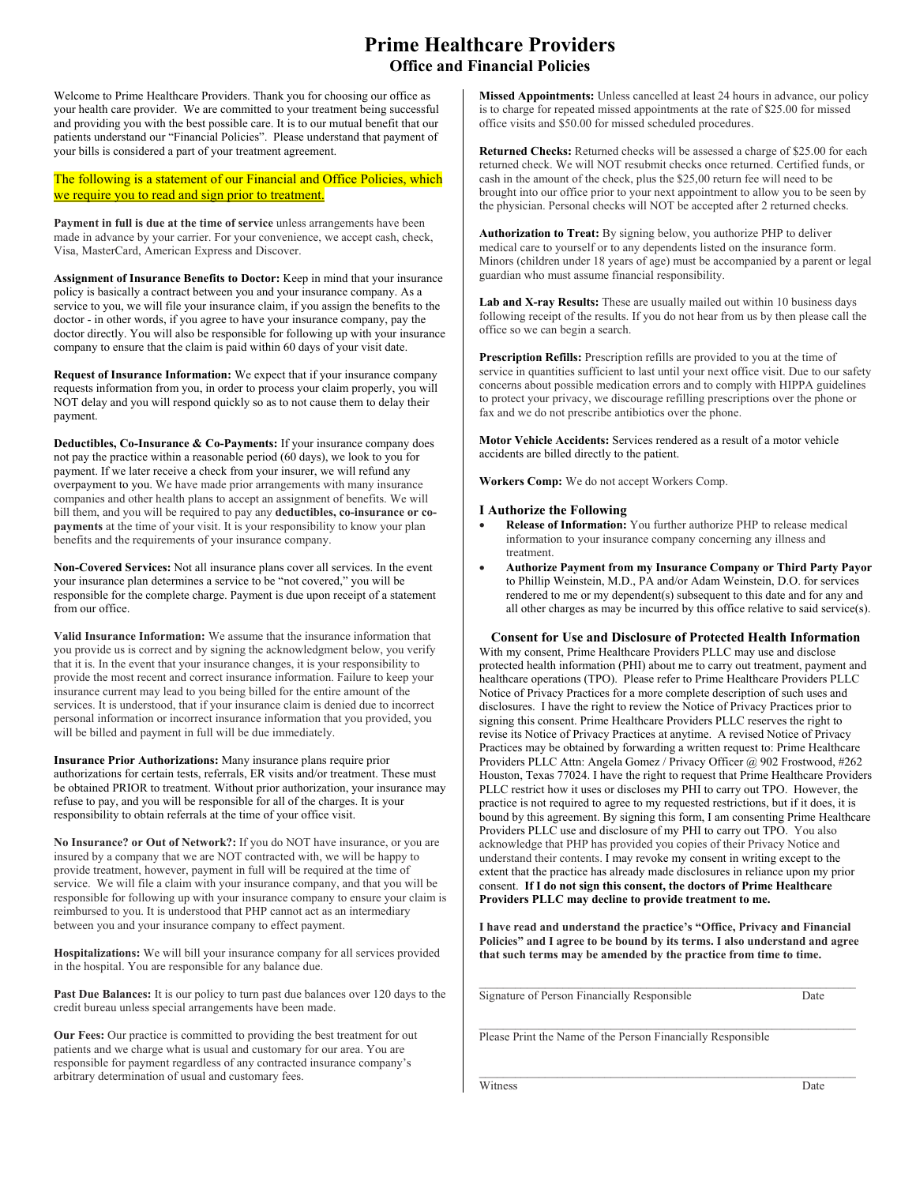# Prime Healthcare Providers

## Office and Financial Policies

Welcome to Prime Healthcare Providers. Thank you for choosing our office as your health care provider. We are committed to your treatment being successful and providing you with the best possible care. It is to our mutual benefit that our patients understand our "Financial Policies". Please understand that payment of your bills is considered a part of your treatment agreement.

<u>The following is a statement of our Financial and Office Policies, which we require you to read and sign prior to treatment.</u>

**Payment in full is due at the time of service** unless arrangements have been made in advance by your carrier. For your convenience, we accept cash, check, Visa, MasterCard, American Express and Discover.

**Assignment of Insurance Benefits to Doctor:** Keep in mind that your insurance policy is basically a contract between you and your insurance company. As a service to you, we will file your insurance claim, if you assign the benefits to the doctor - in other words, if you agree to have your insurance company, pay the doctor directly. You will also be responsible for following up with your insurance company to ensure that the claim is paid within 60 days of your visit date.

**Request of Insurance Information:** We expect that if your insurance company requests information from you, in order to process your claim properly, you will NOT delay and you will respond quickly so as to not cause them to delay their payment.

**Deductibles, Co-Insurance & Co-Payments:** If your insurance company does not pay the practice within a reasonable period (60 days), we look to you for payment. If we later receive a check from your insurer, we will refund any overpayment to you. We have made prior arrangements with many insurance companies and other health plans to accept an assignment of benefits. We will bill them, and you will be required to pay any **deductibles, co-insurance or co-payments** at the time of your visit. It is your responsibility to know your plan benefits and the requirements of your insurance company.

**Non-Covered Services:** Not all insurance plans cover all services. In the event your insurance plan determines a service to be "not covered," you will be responsible for the complete charge. Payment is due upon receipt of a statement from our office.

**Valid Insurance Information:** We assume that the insurance information that you provide us is correct and by signing the acknowledgment below, you verify that it is. In the event that your insurance changes, it is your responsibility to provide the most recent and correct insurance information. Failure to keep your insurance current may lead to you being billed for the entire amount of the services. It is understood, that if your insurance claim is denied due to incorrect personal information or incorrect insurance information that you provided, you will be billed and payment in full will be due immediately.

**Insurance Prior Authorizations:** Many insurance plans require prior authorizations for certain tests, referrals, ER visits and/or treatment. These must be obtained PRIOR to treatment. Without prior authorization, your insurance may refuse to pay, and you will be responsible for all of the charges. It is your responsibility to obtain referrals at the time of your office visit.

**No Insurance? or Out of Network?:** If you do NOT have insurance, or you are insured by a company that we are NOT contracted with, we will be happy to provide treatment, however, payment in full will be required at the time of service. We will file a claim with your insurance company, and that you will be responsible for following up with your insurance company to ensure your claim is reimbursed to you. It is understood that PHP cannot act as an intermediary between you and your insurance company to effect payment.

**Hospitalizations:** We will bill your insurance company for all services provided in the hospital. You are responsible for any balance due.

**Past Due Balances:** It is our policy to turn past due balances over 120 days to the credit bureau unless special arrangements have been made.

**Our Fees:** Our practice is committed to providing the best treatment for out patients and we charge what is usual and customary for our area. You are responsible for payment regardless of any contracted insurance company's arbitrary determination of usual and customary fees.

**Missed Appointments:** Unless cancelled at least 24 hours in advance, our policy is to charge for repeated missed appointments at the rate of $25.00 for missed office visits and $50.00 for missed scheduled procedures.

**Returned Checks:** Returned checks will be assessed a charge of $25.00 for each returned check. We will NOT resubmit checks once returned. Certified funds, or cash in the amount of the check, plus the $25,00 return fee will need to be brought into our office prior to your next appointment to allow you to be seen by the physician. Personal checks will NOT be accepted after 2 returned checks.

**Authorization to Treat:** By signing below, you authorize PHP to deliver medical care to yourself or to any dependents listed on the insurance form. Minors (children under 18 years of age) must be accompanied by a parent or legal guardian who must assume financial responsibility.

**Lab and X-ray Results:** These are usually mailed out within 10 business days following receipt of the results. If you do not hear from us by then please call the office so we can begin a search.

**Prescription Refills:** Prescription refills are provided to you at the time of service in quantities sufficient to last until your next office visit. Due to our safety concerns about possible medication errors and to comply with HIPPA guidelines to protect your privacy, we discourage refilling prescriptions over the phone or fax and we do not prescribe antibiotics over the phone.

**Motor Vehicle Accidents:** Services rendered as a result of a motor vehicle accidents are billed directly to the patient.

**Workers Comp:** We do not accept Workers Comp.

### I Authorize the Following

- **Release of Information:** You further authorize PHP to release medical information to your insurance company concerning any illness and treatment.
- **Authorize Payment from my Insurance Company or Third Party Payor** to Phillip Weinstein, M.D., PA and/or Adam Weinstein, D.O. for services rendered to me or my dependent(s) subsequent to this date and for any and all other charges as may be incurred by this office relative to said service(s).

### Consent for Use and Disclosure of Protected Health Information

With my consent, Prime Healthcare Providers PLLC may use and disclose protected health information (PHI) about me to carry out treatment, payment and healthcare operations (TPO). Please refer to Prime Healthcare Providers PLLC Notice of Privacy Practices for a more complete description of such uses and disclosures. I have the right to review the Notice of Privacy Practices prior to signing this consent. Prime Healthcare Providers PLLC reserves the right to revise its Notice of Privacy Practices at anytime. A revised Notice of Privacy Practices may be obtained by forwarding a written request to: Prime Healthcare Providers PLLC Attn: Angela Gomez / Privacy Officer @ 902 Frostwood, #262 Houston, Texas 77024. I have the right to request that Prime Healthcare Providers PLLC restrict how it uses or discloses my PHI to carry out TPO. However, the practice is not required to agree to my requested restrictions, but if it does, it is bound by this agreement. By signing this form, I am consenting Prime Healthcare Providers PLLC use and disclosure of my PHI to carry out TPO. You also acknowledge that PHP has provided you copies of their Privacy Notice and understand their contents. I may revoke my consent in writing except to the extent that the practice has already made disclosures in reliance upon my prior consent. **If I do not sign this consent, the doctors of Prime Healthcare Providers PLLC may decline to provide treatment to me.**

**I have read and understand the practice's "Office, Privacy and Financial Policies" and I agree to be bound by its terms. I also understand and agree that such terms may be amended by the practice from time to time.**

_______________________________________________

Signature of Person Financially Responsible Date

_______________________________________________

Please Print the Name of the Person Financially Responsible

_______________________________________________

Witness Date